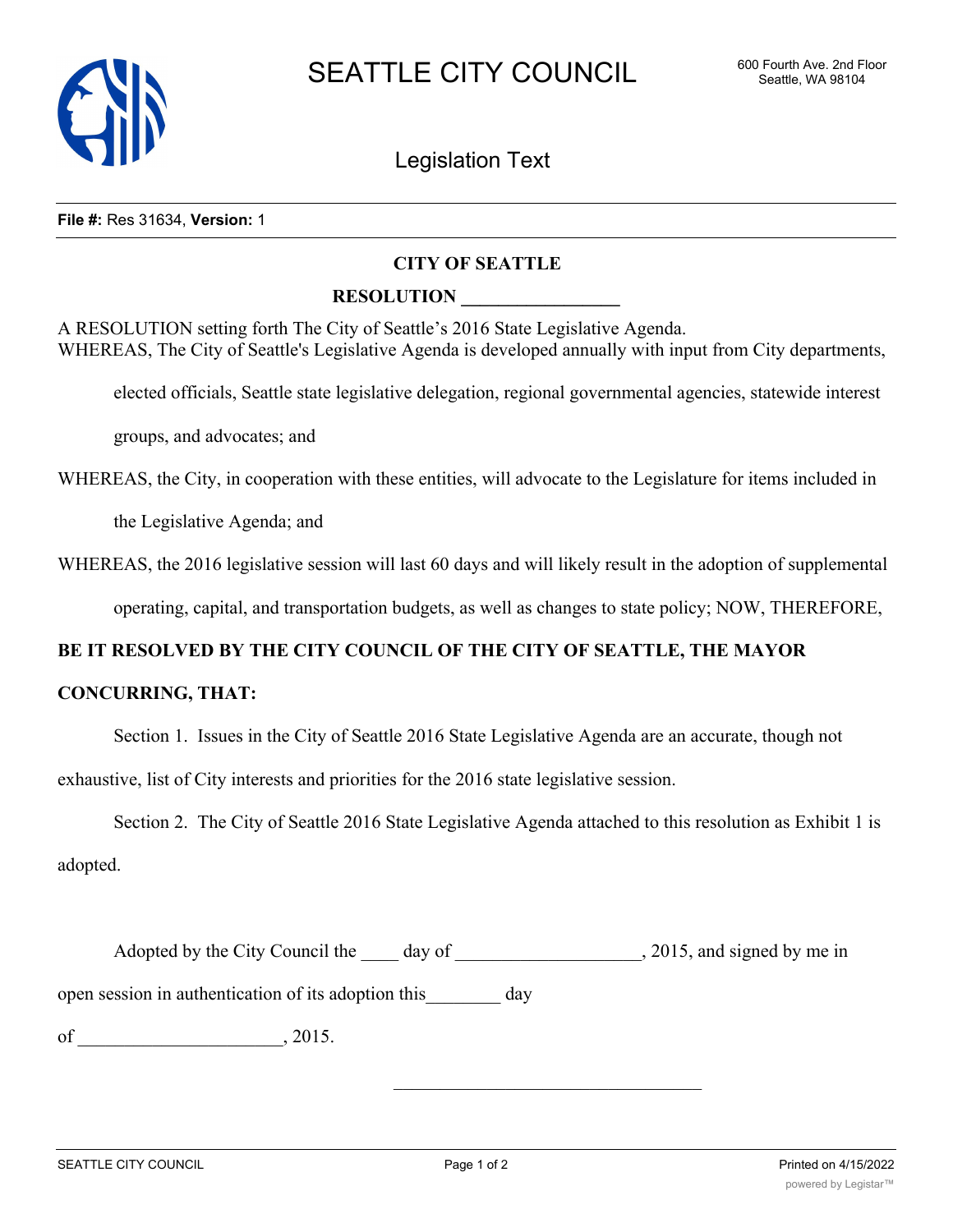# SEATTLE CITY COUNCIL

600 Fourth Ave. 2nd Floor
Seattle, WA 98104

## Legislation Text

**File #:** Res 31634, **Version:** 1

**CITY OF SEATTLE**

**RESOLUTION _________________**

A RESOLUTION setting forth The City of Seattle's 2016 State Legislative Agenda.

WHEREAS, The City of Seattle's Legislative Agenda is developed annually with input from City departments, elected officials, Seattle state legislative delegation, regional governmental agencies, statewide interest groups, and advocates; and

WHEREAS, the City, in cooperation with these entities, will advocate to the Legislature for items included in the Legislative Agenda; and

WHEREAS, the 2016 legislative session will last 60 days and will likely result in the adoption of supplemental operating, capital, and transportation budgets, as well as changes to state policy; NOW, THEREFORE,

**BE IT RESOLVED BY THE CITY COUNCIL OF THE CITY OF SEATTLE, THE MAYOR CONCURRING, THAT:**

Section 1. Issues in the City of Seattle 2016 State Legislative Agenda are an accurate, though not exhaustive, list of City interests and priorities for the 2016 state legislative session.

Section 2. The City of Seattle 2016 State Legislative Agenda attached to this resolution as Exhibit 1 is adopted.

Adopted by the City Council the ____ day of ___________________, 2015, and signed by me in open session in authentication of its adoption this________ day of _____________________, 2015.

_________________________________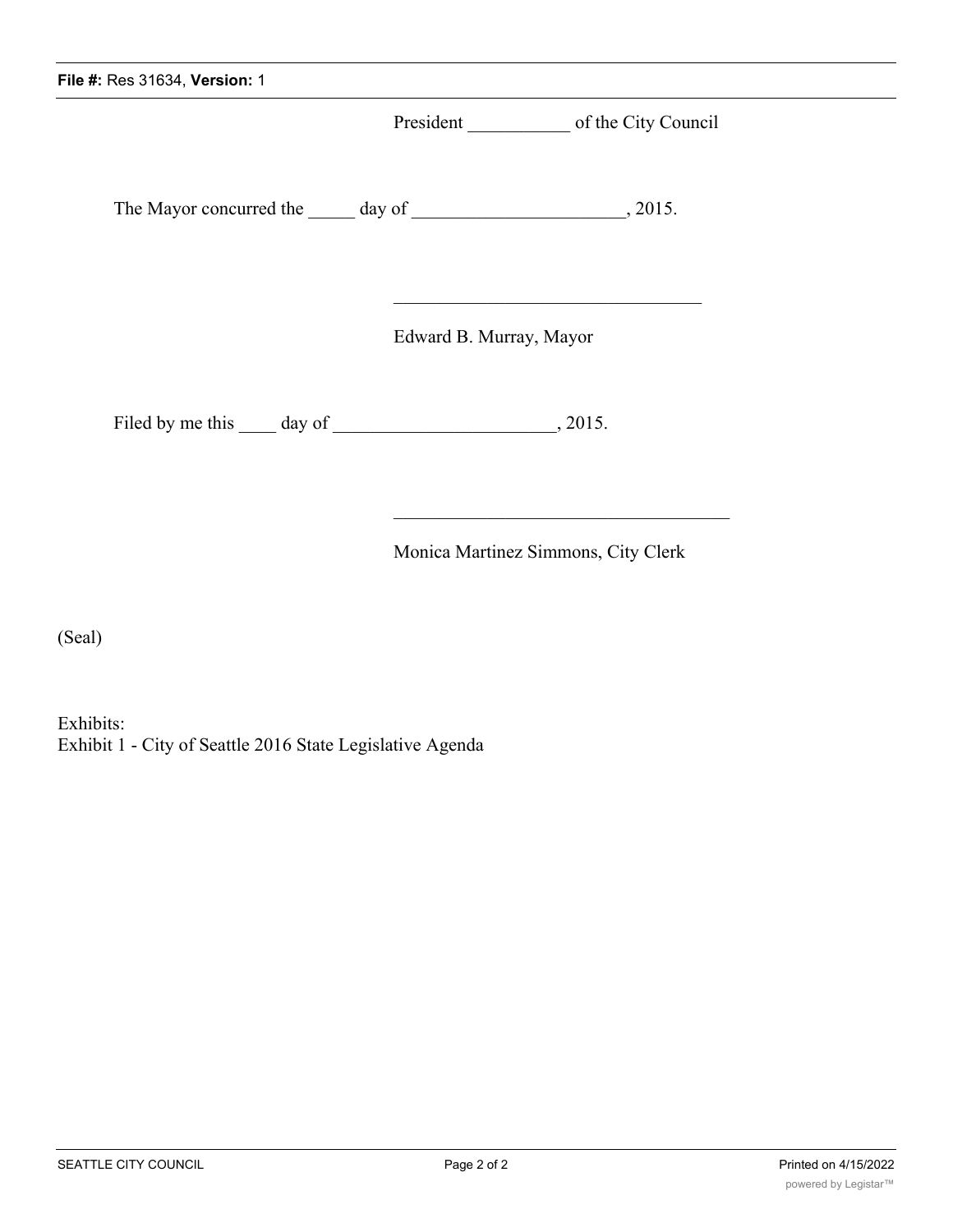President ___________ of the City Council

The Mayor concurred the _____ day of _______________________, 2015.

__________________________________

Edward B. Murray, Mayor

Filed by me this ____ day of ________________________, 2015.

_____________________________________

Monica Martinez Simmons, City Clerk

(Seal)

Exhibits:
Exhibit 1 - City of Seattle 2016 State Legislative Agenda